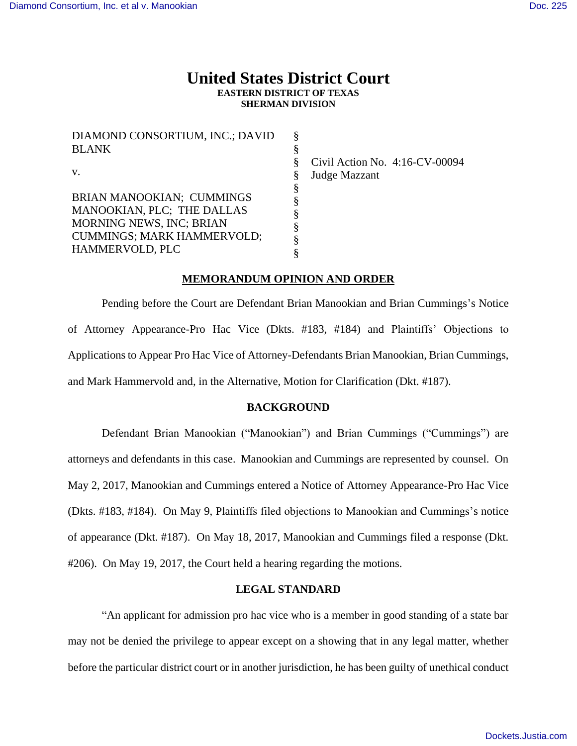# United States District Court

**EASTERN DISTRICT OF TEXAS**
**SHERMAN DIVISION**

| | | |
|---|---|---|
| DIAMOND CONSORTIUM, INC.; DAVID BLANK | § | |
| | § | Civil Action No. 4:16-CV-00094 |
| v. | § | Judge Mazzant |
| | § | |
| BRIAN MANOOKIAN; CUMMINGS MANOOKIAN, PLC; THE DALLAS MORNING NEWS, INC; BRIAN CUMMINGS; MARK HAMMERVOLD; HAMMERVOLD, PLC | § | |

## MEMORANDUM OPINION AND ORDER

Pending before the Court are Defendant Brian Manookian and Brian Cummings's Notice of Attorney Appearance-Pro Hac Vice (Dkts. #183, #184) and Plaintiffs' Objections to Applications to Appear Pro Hac Vice of Attorney-Defendants Brian Manookian, Brian Cummings, and Mark Hammervold and, in the Alternative, Motion for Clarification (Dkt. #187).

## BACKGROUND

Defendant Brian Manookian ("Manookian") and Brian Cummings ("Cummings") are attorneys and defendants in this case. Manookian and Cummings are represented by counsel. On May 2, 2017, Manookian and Cummings entered a Notice of Attorney Appearance-Pro Hac Vice (Dkts. #183, #184). On May 9, Plaintiffs filed objections to Manookian and Cummings's notice of appearance (Dkt. #187). On May 18, 2017, Manookian and Cummings filed a response (Dkt. #206). On May 19, 2017, the Court held a hearing regarding the motions.

## LEGAL STANDARD

"An applicant for admission pro hac vice who is a member in good standing of a state bar may not be denied the privilege to appear except on a showing that in any legal matter, whether before the particular district court or in another jurisdiction, he has been guilty of unethical conduct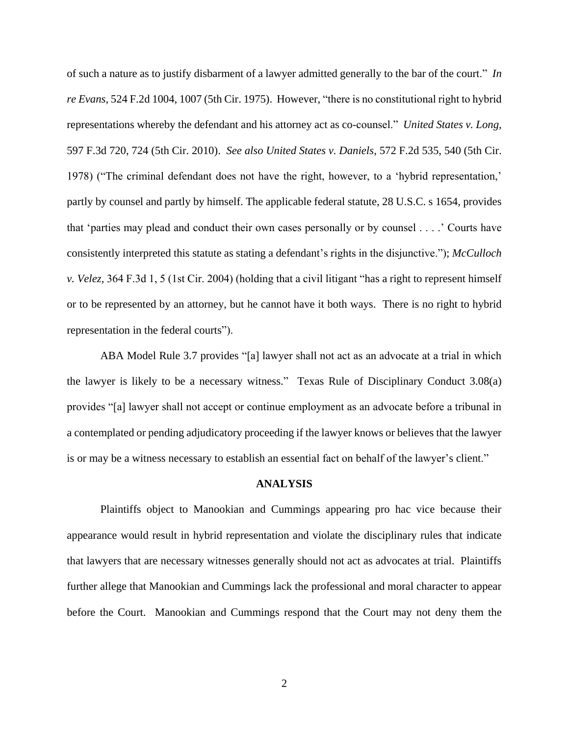of such a nature as to justify disbarment of a lawyer admitted generally to the bar of the court." *In re Evans*, 524 F.2d 1004, 1007 (5th Cir. 1975). However, "there is no constitutional right to hybrid representations whereby the defendant and his attorney act as co-counsel." *United States v. Long*, 597 F.3d 720, 724 (5th Cir. 2010). *See also United States v. Daniels*, 572 F.2d 535, 540 (5th Cir. 1978) ("The criminal defendant does not have the right, however, to a 'hybrid representation,' partly by counsel and partly by himself. The applicable federal statute, 28 U.S.C. s 1654, provides that 'parties may plead and conduct their own cases personally or by counsel . . . .' Courts have consistently interpreted this statute as stating a defendant's rights in the disjunctive."); *McCulloch v. Velez*, 364 F.3d 1, 5 (1st Cir. 2004) (holding that a civil litigant "has a right to represent himself or to be represented by an attorney, but he cannot have it both ways. There is no right to hybrid representation in the federal courts").

ABA Model Rule 3.7 provides "[a] lawyer shall not act as an advocate at a trial in which the lawyer is likely to be a necessary witness." Texas Rule of Disciplinary Conduct 3.08(a) provides "[a] lawyer shall not accept or continue employment as an advocate before a tribunal in a contemplated or pending adjudicatory proceeding if the lawyer knows or believes that the lawyer is or may be a witness necessary to establish an essential fact on behalf of the lawyer's client."

## ANALYSIS

Plaintiffs object to Manookian and Cummings appearing pro hac vice because their appearance would result in hybrid representation and violate the disciplinary rules that indicate that lawyers that are necessary witnesses generally should not act as advocates at trial. Plaintiffs further allege that Manookian and Cummings lack the professional and moral character to appear before the Court. Manookian and Cummings respond that the Court may not deny them the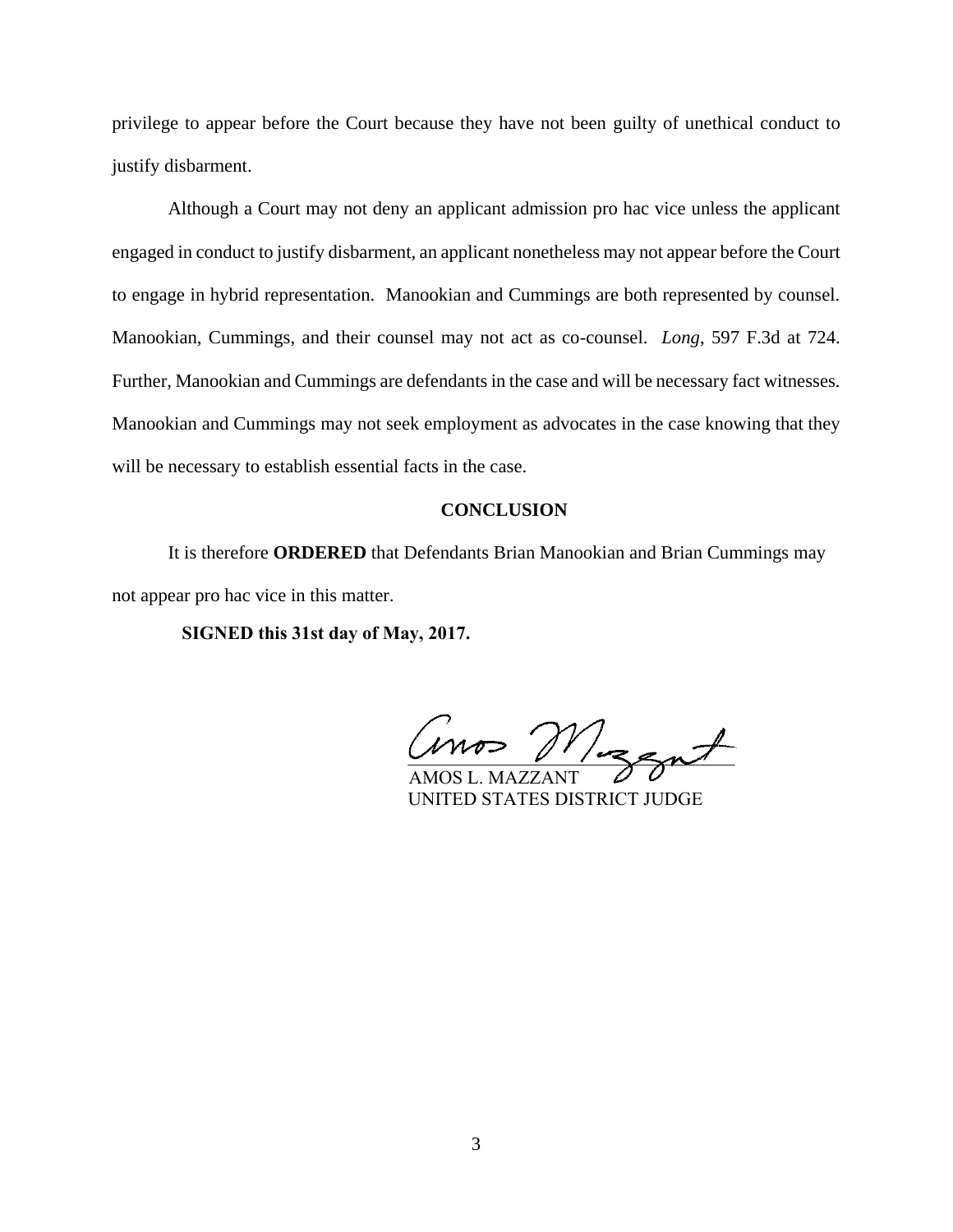privilege to appear before the Court because they have not been guilty of unethical conduct to justify disbarment.

Although a Court may not deny an applicant admission pro hac vice unless the applicant engaged in conduct to justify disbarment, an applicant nonetheless may not appear before the Court to engage in hybrid representation. Manookian and Cummings are both represented by counsel. Manookian, Cummings, and their counsel may not act as co-counsel. *Long*, 597 F.3d at 724. Further, Manookian and Cummings are defendants in the case and will be necessary fact witnesses. Manookian and Cummings may not seek employment as advocates in the case knowing that they will be necessary to establish essential facts in the case.

**CONCLUSION**

It is therefore **ORDERED** that Defendants Brian Manookian and Brian Cummings may not appear pro hac vice in this matter.

**SIGNED this 31st day of May, 2017.**

AMOS L. MAZZANT
UNITED STATES DISTRICT JUDGE